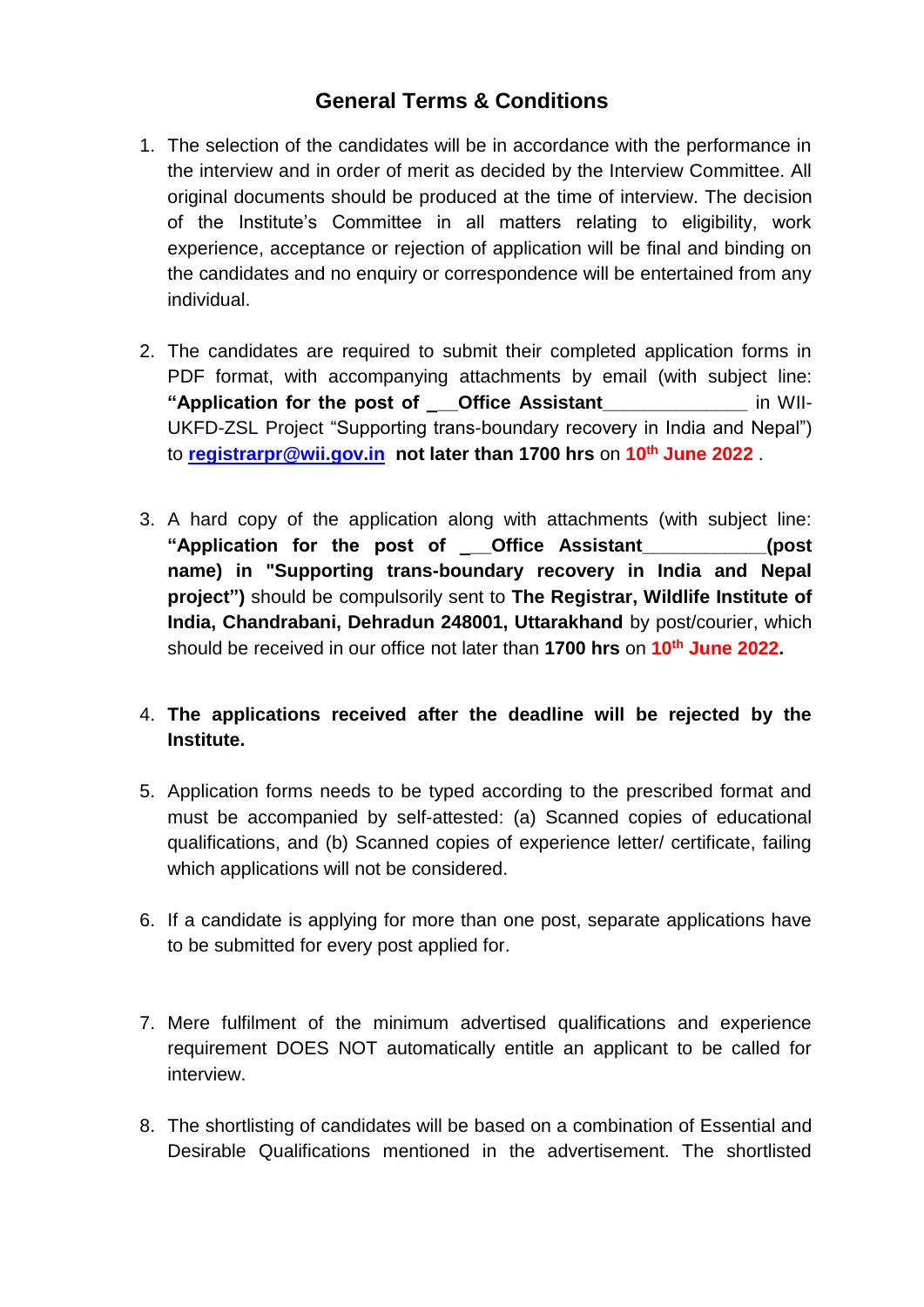## General Terms & Conditions

1. The selection of the candidates will be in accordance with the performance in the interview and in order of merit as decided by the Interview Committee. All original documents should be produced at the time of interview. The decision of the Institute's Committee in all matters relating to eligibility, work experience, acceptance or rejection of application will be final and binding on the candidates and no enquiry or correspondence will be entertained from any individual.

2. The candidates are required to submit their completed application forms in PDF format, with accompanying attachments by email (with subject line: **"Application for the post of ___Office Assistant_____________** in WII-UKFD-ZSL Project "Supporting trans-boundary recovery in India and Nepal") to **[registrarpr@wii.gov.in](mailto:registrarpr@wii.gov.in)** **not later than 1700 hrs** on **10th June 2022** .

3. A hard copy of the application along with attachments (with subject line: **"Application for the post of ___Office Assistant___________(post name) in "Supporting trans-boundary recovery in India and Nepal project")** should be compulsorily sent to **The Registrar, Wildlife Institute of India, Chandrabani, Dehradun 248001, Uttarakhand** by post/courier, which should be received in our office not later than **1700 hrs** on **10th June 2022.**

4. **The applications received after the deadline will be rejected by the Institute.**

5. Application forms needs to be typed according to the prescribed format and must be accompanied by self-attested: (a) Scanned copies of educational qualifications, and (b) Scanned copies of experience letter/ certificate, failing which applications will not be considered.

6. If a candidate is applying for more than one post, separate applications have to be submitted for every post applied for.

7. Mere fulfilment of the minimum advertised qualifications and experience requirement DOES NOT automatically entitle an applicant to be called for interview.

8. The shortlisting of candidates will be based on a combination of Essential and Desirable Qualifications mentioned in the advertisement. The shortlisted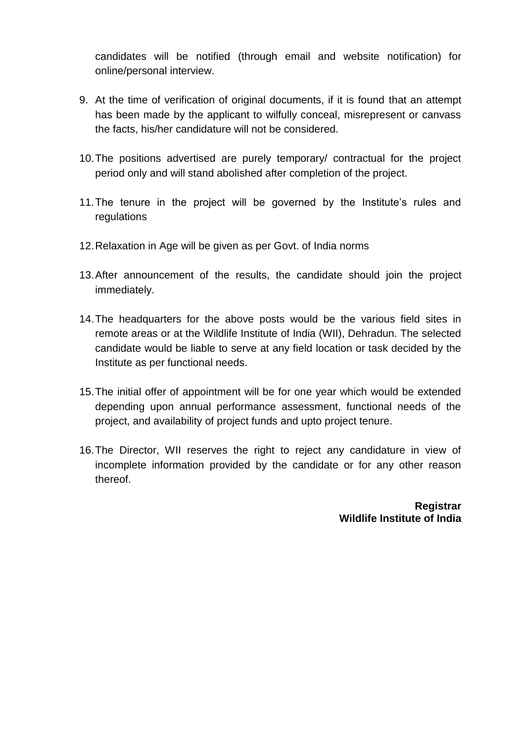candidates will be notified (through email and website notification) for online/personal interview.

9. At the time of verification of original documents, if it is found that an attempt has been made by the applicant to wilfully conceal, misrepresent or canvass the facts, his/her candidature will not be considered.

10. The positions advertised are purely temporary/ contractual for the project period only and will stand abolished after completion of the project.

11. The tenure in the project will be governed by the Institute's rules and regulations

12. Relaxation in Age will be given as per Govt. of India norms

13. After announcement of the results, the candidate should join the project immediately.

14. The headquarters for the above posts would be the various field sites in remote areas or at the Wildlife Institute of India (WII), Dehradun. The selected candidate would be liable to serve at any field location or task decided by the Institute as per functional needs.

15. The initial offer of appointment will be for one year which would be extended depending upon annual performance assessment, functional needs of the project, and availability of project funds and upto project tenure.

16. The Director, WII reserves the right to reject any candidature in view of incomplete information provided by the candidate or for any other reason thereof.

**Registrar**
**Wildlife Institute of India**